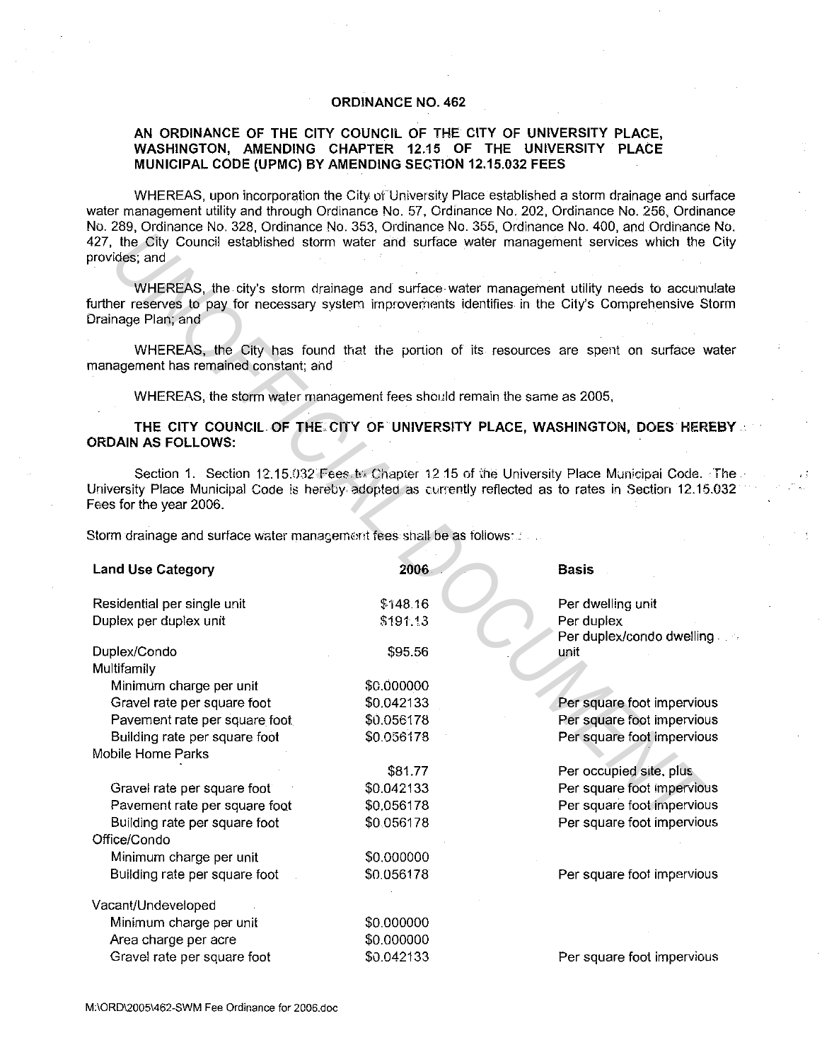# ORDINANCE NO. 462

## AN ORDINANCE OF THE CITY COUNCIL OF THE CITY OF UNIVERSITY PLACE, WASHINGTON, AMENDING CHAPTER 12.15 OF THE UNIVERSITY PLACE MUNICIPAL CODE (UPMC) BY AMENDING SECTION 12.15.032 FEES

WHEREAS, upon incorporation the City of University Place established a storm drainage and surface water management utility and through Ordinance No. 57, Ordinance No. 202, Ordinance No. 256, Ordinance No. 289, Ordinance No. 328, Ordinance No. 353, Ordinance No. 355, Ordinance No. 400, and Ordinance No. 427, the City Council established storm water and surface water management services which the City provides; and

WHEREAS, the city's storm drainage and surface water management utility needs to accumulate further reserves to pay for necessary system improvements identifies in the City's Comprehensive Storm Drainage Plan; and

WHEREAS, the City has found that the portion of its resources are spent on surface water management has remained constant; and

WHEREAS, the storm water management fees should remain the same as 2005,

**THE CITY COUNCIL OF THE CITY OF UNIVERSITY PLACE, WASHINGTON, DOES HEREBY ORDAIN AS FOLLOWS:**

Section 1. Section 12.15.032 Fees to Chapter 12.15 of the University Place Municipal Code. The University Place Municipal Code is hereby adopted as currently reflected as to rates in Section 12.15.032 Fees for the year 2006.

Storm drainage and surface water management fees shall be as follows:

| Land Use Category | 2006 | Basis |
|---|---|---|
| Residential per single unit | $148.16 | Per dwelling unit |
| Duplex per duplex unit | $191.13 | Per duplex |
| Duplex/Condo | $95.56 | Per duplex/condo dwelling unit |
| Multifamily | | |
| Minimum charge per unit | $0.000000 | |
| Gravel rate per square foot | $0.042133 | Per square foot impervious |
| Pavement rate per square foot | $0.056178 | Per square foot impervious |
| Building rate per square foot | $0.056178 | Per square foot impervious |
| Mobile Home Parks | | |
| | $81.77 | Per occupied site, plus |
| Gravel rate per square foot | $0.042133 | Per square foot impervious |
| Pavement rate per square foot | $0.056178 | Per square foot impervious |
| Building rate per square foot | $0.056178 | Per square foot impervious |
| Office/Condo | | |
| Minimum charge per unit | $0.000000 | |
| Building rate per square foot | $0.056178 | Per square foot impervious |
| Vacant/Undeveloped | | |
| Minimum charge per unit | $0.000000 | |
| Area charge per acre | $0.000000 | |
| Gravel rate per square foot | $0.042133 | Per square foot impervious |

M:\ORD\2005\462-SWM Fee Ordinance for 2006.doc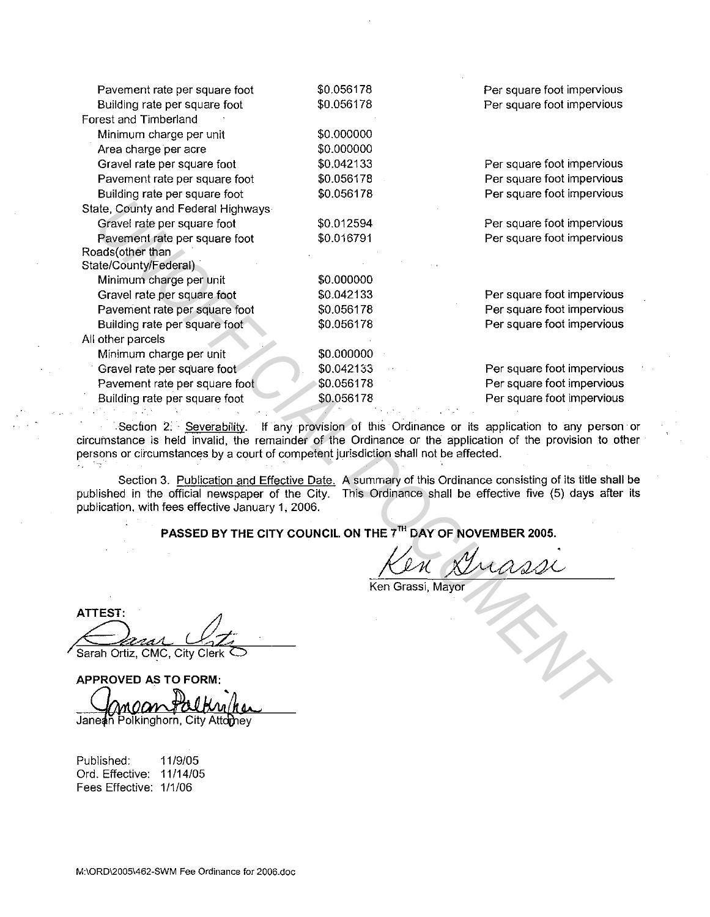| | | |
|---|---|---|
| Pavement rate per square foot | $0.056178 | Per square foot impervious |
| Building rate per square foot | $0.056178 | Per square foot impervious |
| Forest and Timberland | | |
| Minimum charge per unit | $0.000000 | |
| Area charge per acre | $0.000000 | |
| Gravel rate per square foot | $0.042133 | Per square foot impervious |
| Pavement rate per square foot | $0.056178 | Per square foot impervious |
| Building rate per square foot | $0.056178 | Per square foot impervious |
| State, County and Federal Highways | | |
| Gravel rate per square foot | $0.012594 | Per square foot impervious |
| Pavement rate per square foot | $0.016791 | Per square foot impervious |
| Roads(other than State/County/Federal) | | |
| Minimum charge per unit | $0.000000 | |
| Gravel rate per square foot | $0.042133 | Per square foot impervious |
| Pavement rate per square foot | $0.056178 | Per square foot impervious |
| Building rate per square foot | $0.056178 | Per square foot impervious |
| All other parcels | | |
| Minimum charge per unit | $0.000000 | |
| Gravel rate per square foot | $0.042133 | Per square foot impervious |
| Pavement rate per square foot | $0.056178 | Per square foot impervious |
| Building rate per square foot | $0.056178 | Per square foot impervious |

Section 2. Severability. If any provision of this Ordinance or its application to any person or circumstance is held invalid, the remainder of the Ordinance or the application of the provision to other persons or circumstances by a court of competent jurisdiction shall not be affected.

Section 3. Publication and Effective Date. A summary of this Ordinance consisting of its title shall be published in the official newspaper of the City. This Ordinance shall be effective five (5) days after its publication, with fees effective January 1, 2006.

**PASSED BY THE CITY COUNCIL ON THE 7TH DAY OF NOVEMBER 2005.**

Ken Grassi

Ken Grassi, Mayor

**ATTEST:**

Sarah Ortiz

Sarah Ortiz, CMC, City Clerk

**APPROVED AS TO FORM:**

Janean Polkinghorn

Janean Polkinghorn, City Attorney

Published: 11/9/05
Ord. Effective: 11/14/05
Fees Effective: 1/1/06

M:\ORD\2005\462-SWM Fee Ordinance for 2006.doc